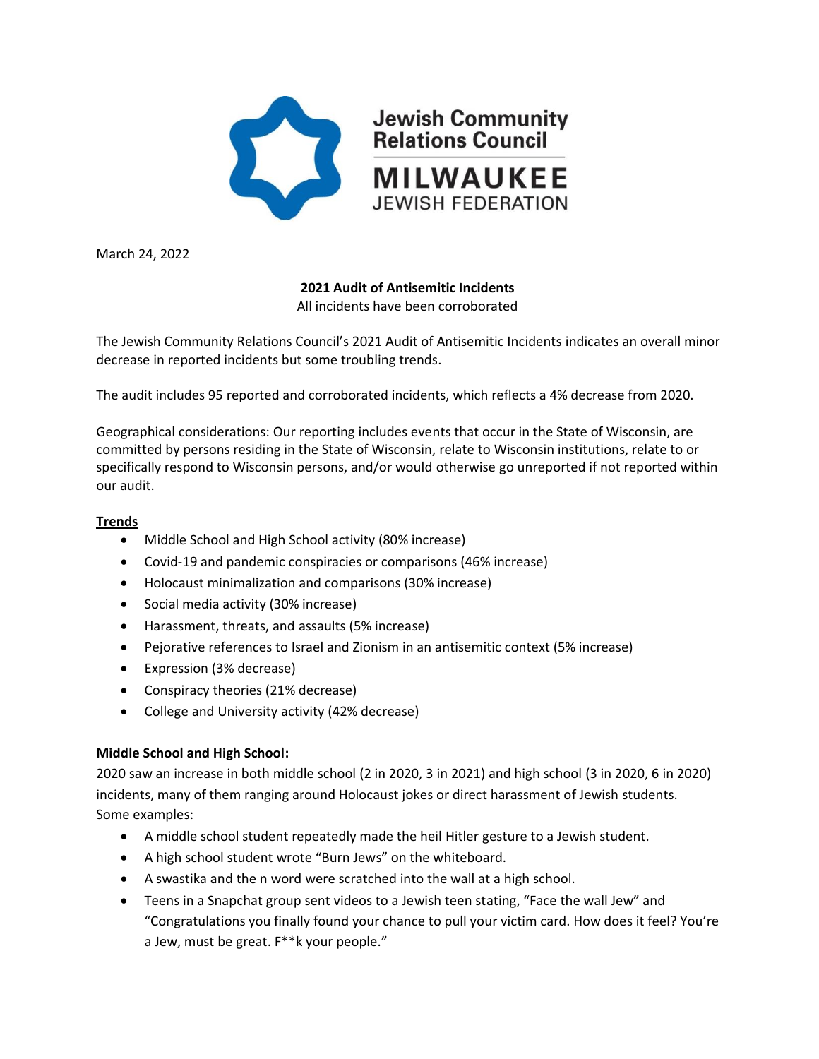Jewish Community Relations Council

MILWAUKEE JEWISH FEDERATION

March 24, 2022

**2021 Audit of Antisemitic Incidents**

All incidents have been corroborated

The Jewish Community Relations Council's 2021 Audit of Antisemitic Incidents indicates an overall minor decrease in reported incidents but some troubling trends.

The audit includes 95 reported and corroborated incidents, which reflects a 4% decrease from 2020.

Geographical considerations: Our reporting includes events that occur in the State of Wisconsin, are committed by persons residing in the State of Wisconsin, relate to Wisconsin institutions, relate to or specifically respond to Wisconsin persons, and/or would otherwise go unreported if not reported within our audit.

**Trends**

- Middle School and High School activity (80% increase)
- Covid-19 and pandemic conspiracies or comparisons (46% increase)
- Holocaust minimalization and comparisons (30% increase)
- Social media activity (30% increase)
- Harassment, threats, and assaults (5% increase)
- Pejorative references to Israel and Zionism in an antisemitic context (5% increase)
- Expression (3% decrease)
- Conspiracy theories (21% decrease)
- College and University activity (42% decrease)

**Middle School and High School:**

2020 saw an increase in both middle school (2 in 2020, 3 in 2021) and high school (3 in 2020, 6 in 2020) incidents, many of them ranging around Holocaust jokes or direct harassment of Jewish students. Some examples:

- A middle school student repeatedly made the heil Hitler gesture to a Jewish student.
- A high school student wrote "Burn Jews" on the whiteboard.
- A swastika and the n word were scratched into the wall at a high school.
- Teens in a Snapchat group sent videos to a Jewish teen stating, "Face the wall Jew" and "Congratulations you finally found your chance to pull your victim card. How does it feel? You're a Jew, must be great. F**k your people."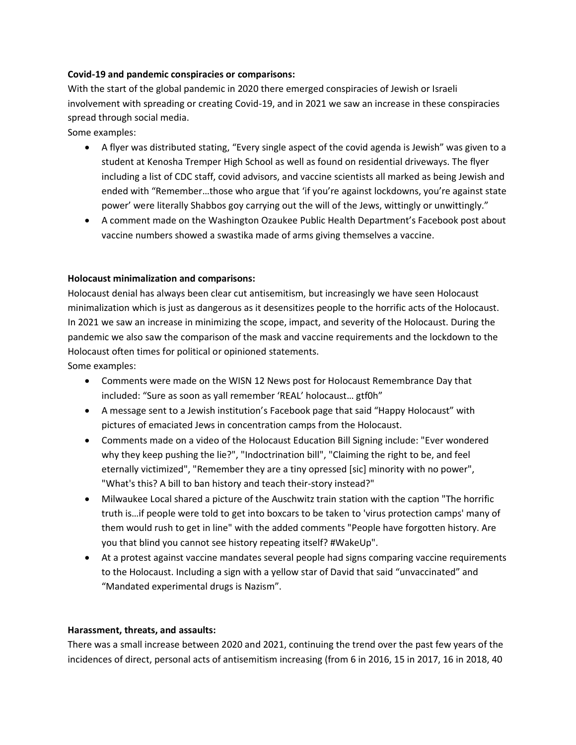**Covid-19 and pandemic conspiracies or comparisons:**

With the start of the global pandemic in 2020 there emerged conspiracies of Jewish or Israeli involvement with spreading or creating Covid-19, and in 2021 we saw an increase in these conspiracies spread through social media.

Some examples:

- A flyer was distributed stating, "Every single aspect of the covid agenda is Jewish" was given to a student at Kenosha Tremper High School as well as found on residential driveways. The flyer including a list of CDC staff, covid advisors, and vaccine scientists all marked as being Jewish and ended with "Remember…those who argue that 'if you're against lockdowns, you're against state power' were literally Shabbos goy carrying out the will of the Jews, wittingly or unwittingly."
- A comment made on the Washington Ozaukee Public Health Department's Facebook post about vaccine numbers showed a swastika made of arms giving themselves a vaccine.

**Holocaust minimalization and comparisons:**

Holocaust denial has always been clear cut antisemitism, but increasingly we have seen Holocaust minimalization which is just as dangerous as it desensitizes people to the horrific acts of the Holocaust. In 2021 we saw an increase in minimizing the scope, impact, and severity of the Holocaust. During the pandemic we also saw the comparison of the mask and vaccine requirements and the lockdown to the Holocaust often times for political or opinioned statements.

Some examples:

- Comments were made on the WISN 12 News post for Holocaust Remembrance Day that included: "Sure as soon as yall remember 'REAL' holocaust… gtf0h"
- A message sent to a Jewish institution's Facebook page that said "Happy Holocaust" with pictures of emaciated Jews in concentration camps from the Holocaust.
- Comments made on a video of the Holocaust Education Bill Signing include: "Ever wondered why they keep pushing the lie?", "Indoctrination bill", "Claiming the right to be, and feel eternally victimized", "Remember they are a tiny opressed [sic] minority with no power", "What's this? A bill to ban history and teach their-story instead?"
- Milwaukee Local shared a picture of the Auschwitz train station with the caption "The horrific truth is…if people were told to get into boxcars to be taken to 'virus protection camps' many of them would rush to get in line" with the added comments "People have forgotten history. Are you that blind you cannot see history repeating itself? #WakeUp".
- At a protest against vaccine mandates several people had signs comparing vaccine requirements to the Holocaust. Including a sign with a yellow star of David that said "unvaccinated" and "Mandated experimental drugs is Nazism".

**Harassment, threats, and assaults:**

There was a small increase between 2020 and 2021, continuing the trend over the past few years of the incidences of direct, personal acts of antisemitism increasing (from 6 in 2016, 15 in 2017, 16 in 2018, 40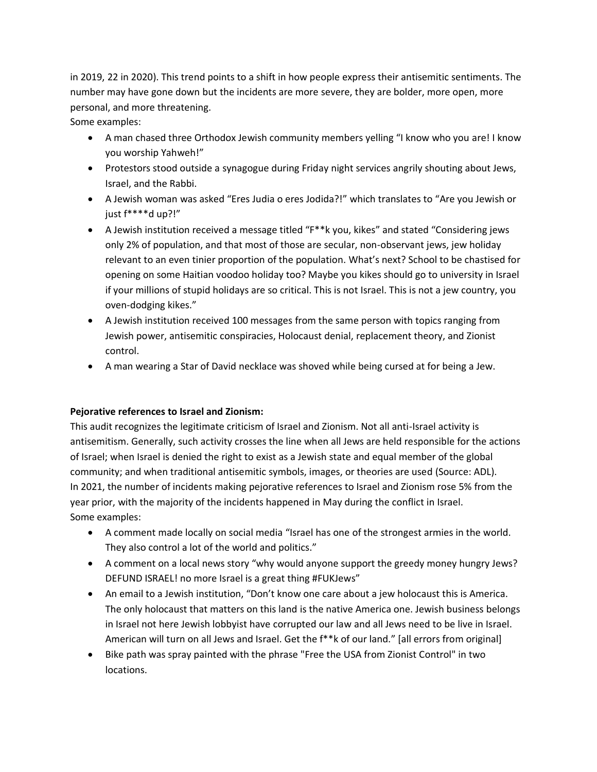in 2019, 22 in 2020). This trend points to a shift in how people express their antisemitic sentiments. The number may have gone down but the incidents are more severe, they are bolder, more open, more personal, and more threatening.

Some examples:

- A man chased three Orthodox Jewish community members yelling "I know who you are! I know you worship Yahweh!"
- Protestors stood outside a synagogue during Friday night services angrily shouting about Jews, Israel, and the Rabbi.
- A Jewish woman was asked "Eres Judia o eres Jodida?!" which translates to "Are you Jewish or just f****d up?!"
- A Jewish institution received a message titled "F**k you, kikes" and stated "Considering jews only 2% of population, and that most of those are secular, non-observant jews, jew holiday relevant to an even tinier proportion of the population. What's next? School to be chastised for opening on some Haitian voodoo holiday too? Maybe you kikes should go to university in Israel if your millions of stupid holidays are so critical. This is not Israel. This is not a jew country, you oven-dodging kikes."
- A Jewish institution received 100 messages from the same person with topics ranging from Jewish power, antisemitic conspiracies, Holocaust denial, replacement theory, and Zionist control.
- A man wearing a Star of David necklace was shoved while being cursed at for being a Jew.

**Pejorative references to Israel and Zionism:**

This audit recognizes the legitimate criticism of Israel and Zionism. Not all anti-Israel activity is antisemitism. Generally, such activity crosses the line when all Jews are held responsible for the actions of Israel; when Israel is denied the right to exist as a Jewish state and equal member of the global community; and when traditional antisemitic symbols, images, or theories are used (Source: ADL).

In 2021, the number of incidents making pejorative references to Israel and Zionism rose 5% from the year prior, with the majority of the incidents happened in May during the conflict in Israel.

Some examples:

- A comment made locally on social media "Israel has one of the strongest armies in the world. They also control a lot of the world and politics."
- A comment on a local news story "why would anyone support the greedy money hungry Jews? DEFUND ISRAEL! no more Israel is a great thing #FUKJews"
- An email to a Jewish institution, "Don't know one care about a jew holocaust this is America. The only holocaust that matters on this land is the native America one. Jewish business belongs in Israel not here Jewish lobbyist have corrupted our law and all Jews need to be live in Israel. American will turn on all Jews and Israel. Get the f**k of our land." [all errors from original]
- Bike path was spray painted with the phrase "Free the USA from Zionist Control" in two locations.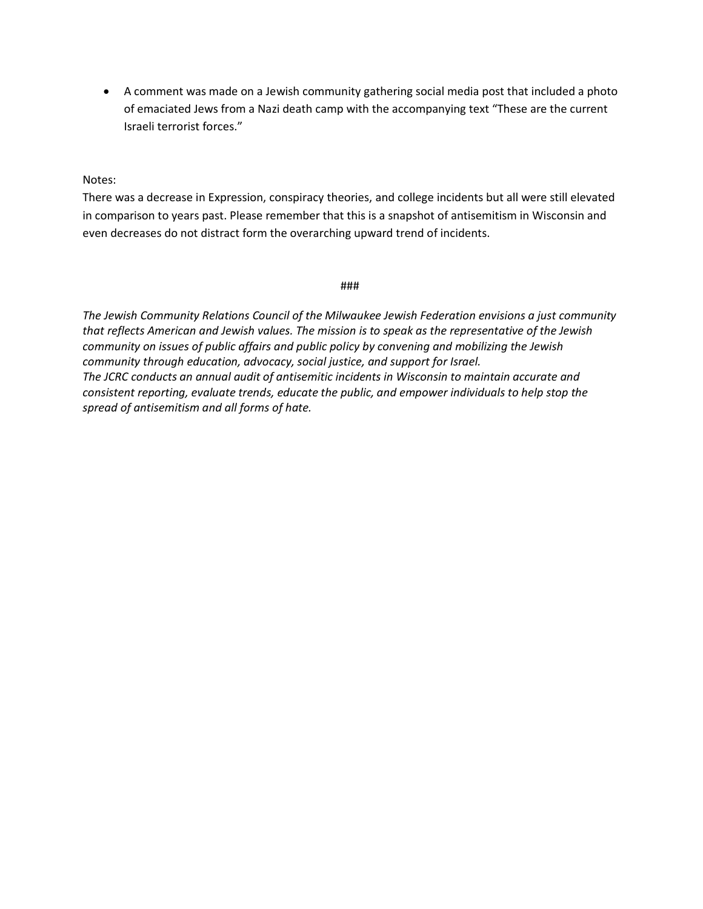- A comment was made on a Jewish community gathering social media post that included a photo of emaciated Jews from a Nazi death camp with the accompanying text "These are the current Israeli terrorist forces."

Notes:

There was a decrease in Expression, conspiracy theories, and college incidents but all were still elevated in comparison to years past. Please remember that this is a snapshot of antisemitism in Wisconsin and even decreases do not distract form the overarching upward trend of incidents.

###

*The Jewish Community Relations Council of the Milwaukee Jewish Federation envisions a just community that reflects American and Jewish values. The mission is to speak as the representative of the Jewish community on issues of public affairs and public policy by convening and mobilizing the Jewish community through education, advocacy, social justice, and support for Israel.*
*The JCRC conducts an annual audit of antisemitic incidents in Wisconsin to maintain accurate and consistent reporting, evaluate trends, educate the public, and empower individuals to help stop the spread of antisemitism and all forms of hate.*